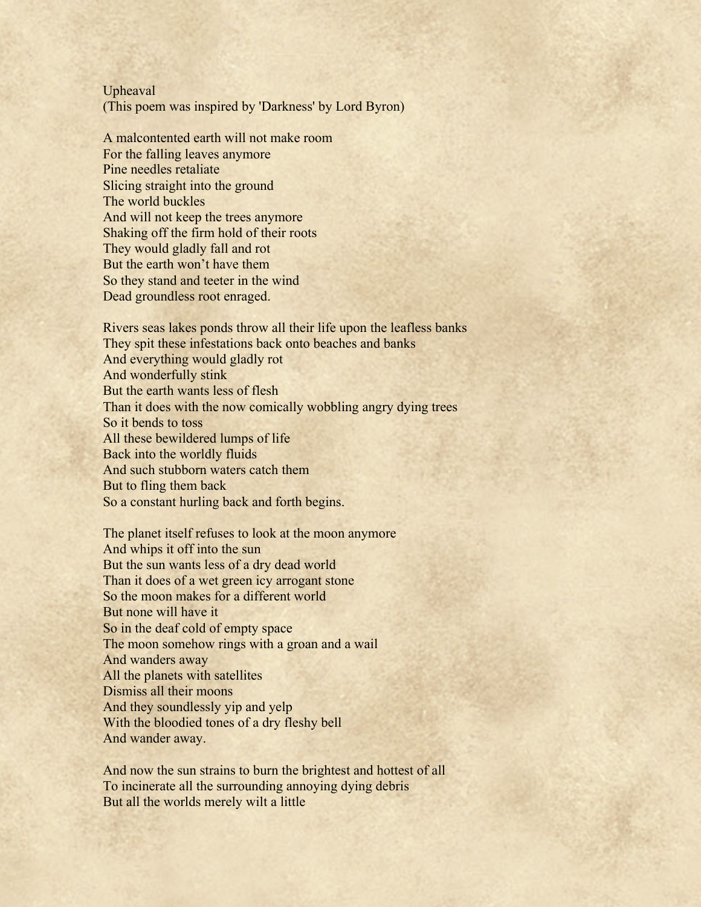# Upheaval

(This poem was inspired by 'Darkness' by Lord Byron)

A malcontented earth will not make room  
For the falling leaves anymore  
Pine needles retaliate  
Slicing straight into the ground  
The world buckles  
And will not keep the trees anymore  
Shaking off the firm hold of their roots  
They would gladly fall and rot  
But the earth won't have them  
So they stand and teeter in the wind  
Dead groundless root enraged.

Rivers seas lakes ponds throw all their life upon the leafless banks  
They spit these infestations back onto beaches and banks  
And everything would gladly rot  
And wonderfully stink  
But the earth wants less of flesh  
Than it does with the now comically wobbling angry dying trees  
So it bends to toss  
All these bewildered lumps of life  
Back into the worldly fluids  
And such stubborn waters catch them  
But to fling them back  
So a constant hurling back and forth begins.

The planet itself refuses to look at the moon anymore  
And whips it off into the sun  
But the sun wants less of a dry dead world  
Than it does of a wet green icy arrogant stone  
So the moon makes for a different world  
But none will have it  
So in the deaf cold of empty space  
The moon somehow rings with a groan and a wail  
And wanders away  
All the planets with satellites  
Dismiss all their moons  
And they soundlessly yip and yelp  
With the bloodied tones of a dry fleshy bell  
And wander away.

And now the sun strains to burn the brightest and hottest of all  
To incinerate all the surrounding annoying dying debris  
But all the worlds merely wilt a little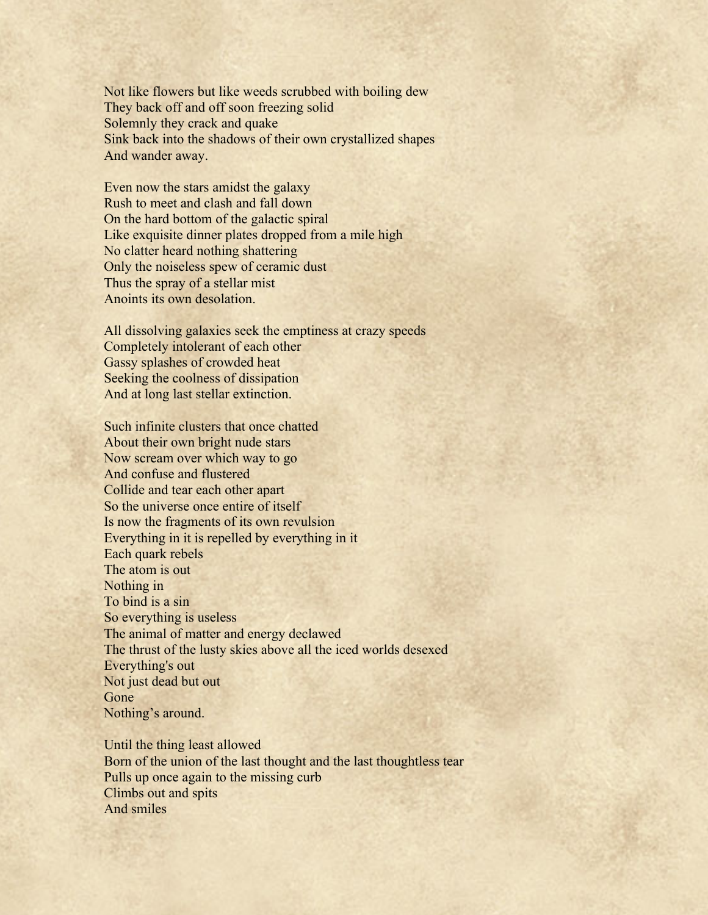Not like flowers but like weeds scrubbed with boiling dew
They back off and off soon freezing solid
Solemnly they crack and quake
Sink back into the shadows of their own crystallized shapes
And wander away.

Even now the stars amidst the galaxy
Rush to meet and clash and fall down
On the hard bottom of the galactic spiral
Like exquisite dinner plates dropped from a mile high
No clatter heard nothing shattering
Only the noiseless spew of ceramic dust
Thus the spray of a stellar mist
Anoints its own desolation.

All dissolving galaxies seek the emptiness at crazy speeds
Completely intolerant of each other
Gassy splashes of crowded heat
Seeking the coolness of dissipation
And at long last stellar extinction.

Such infinite clusters that once chatted
About their own bright nude stars
Now scream over which way to go
And confuse and flustered
Collide and tear each other apart
So the universe once entire of itself
Is now the fragments of its own revulsion
Everything in it is repelled by everything in it
Each quark rebels
The atom is out
Nothing in
To bind is a sin
So everything is useless
The animal of matter and energy declawed
The thrust of the lusty skies above all the iced worlds desexed
Everything's out
Not just dead but out
Gone
Nothing's around.

Until the thing least allowed
Born of the union of the last thought and the last thoughtless tear
Pulls up once again to the missing curb
Climbs out and spits
And smiles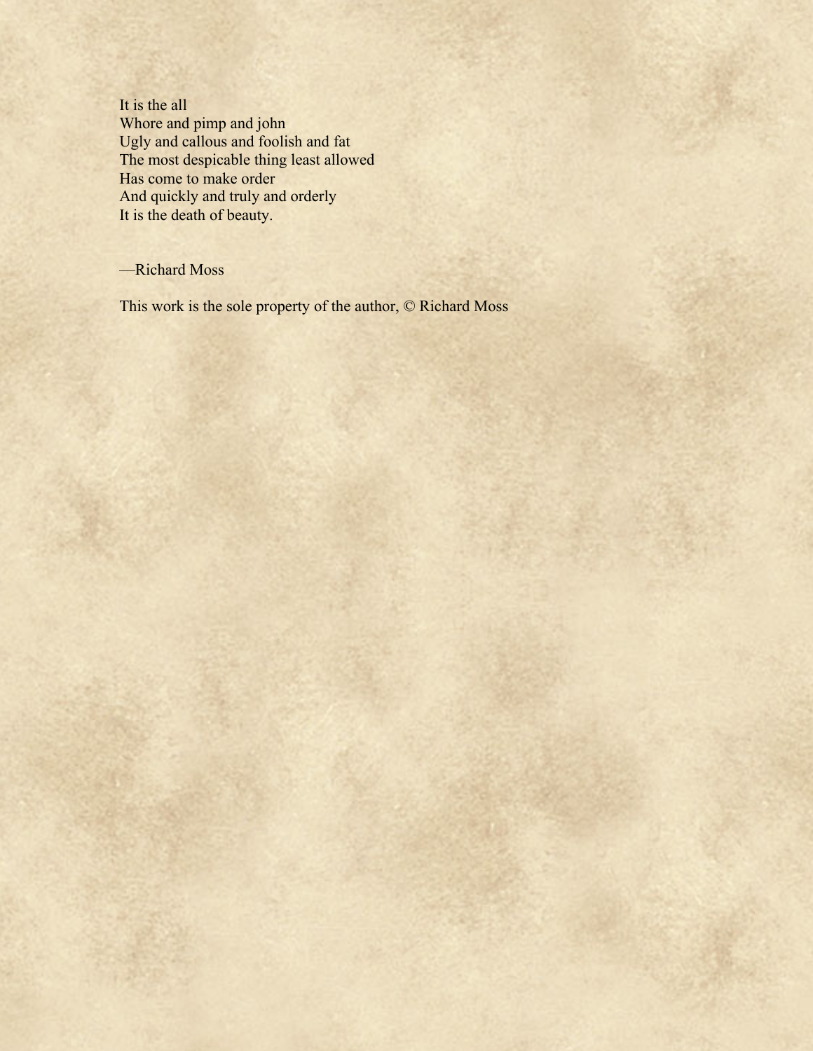It is the all  
Whore and pimp and john  
Ugly and callous and foolish and fat  
The most despicable thing least allowed  
Has come to make order  
And quickly and truly and orderly  
It is the death of beauty.

—Richard Moss

This work is the sole property of the author, © Richard Moss